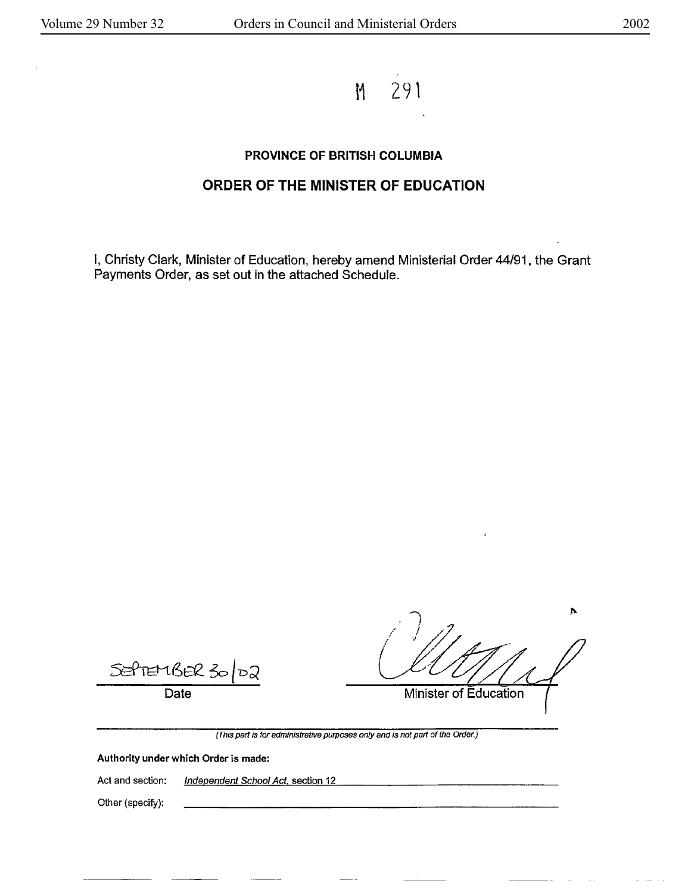M 291

**PROVINCE OF BRITISH COLUMBIA**

## ORDER OF THE MINISTER OF EDUCATION

I, Christy Clark, Minister of Education, hereby amend Ministerial Order 44/91, the Grant Payments Order, as set out in the attached Schedule.

SEPTEMBER 30/02
Date

Minister of Education

*(This part is for administrative purposes only and is not part of the Order.)*

**Authority under which Order is made:**

Act and section: *Independent School Act*, section 12

Other (specify):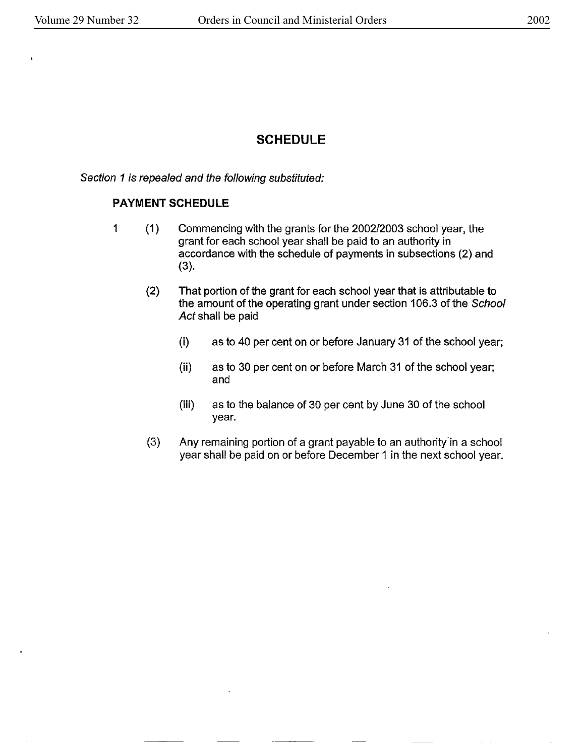## SCHEDULE

*Section 1 is repealed and the following substituted:*

**PAYMENT SCHEDULE**

1 (1) Commencing with the grants for the 2002/2003 school year, the grant for each school year shall be paid to an authority in accordance with the schedule of payments in subsections (2) and (3).

(2) That portion of the grant for each school year that is attributable to the amount of the operating grant under section 106.3 of the *School Act* shall be paid

(i) as to 40 per cent on or before January 31 of the school year;

(ii) as to 30 per cent on or before March 31 of the school year; and

(iii) as to the balance of 30 per cent by June 30 of the school year.

(3) Any remaining portion of a grant payable to an authority in a school year shall be paid on or before December 1 in the next school year.